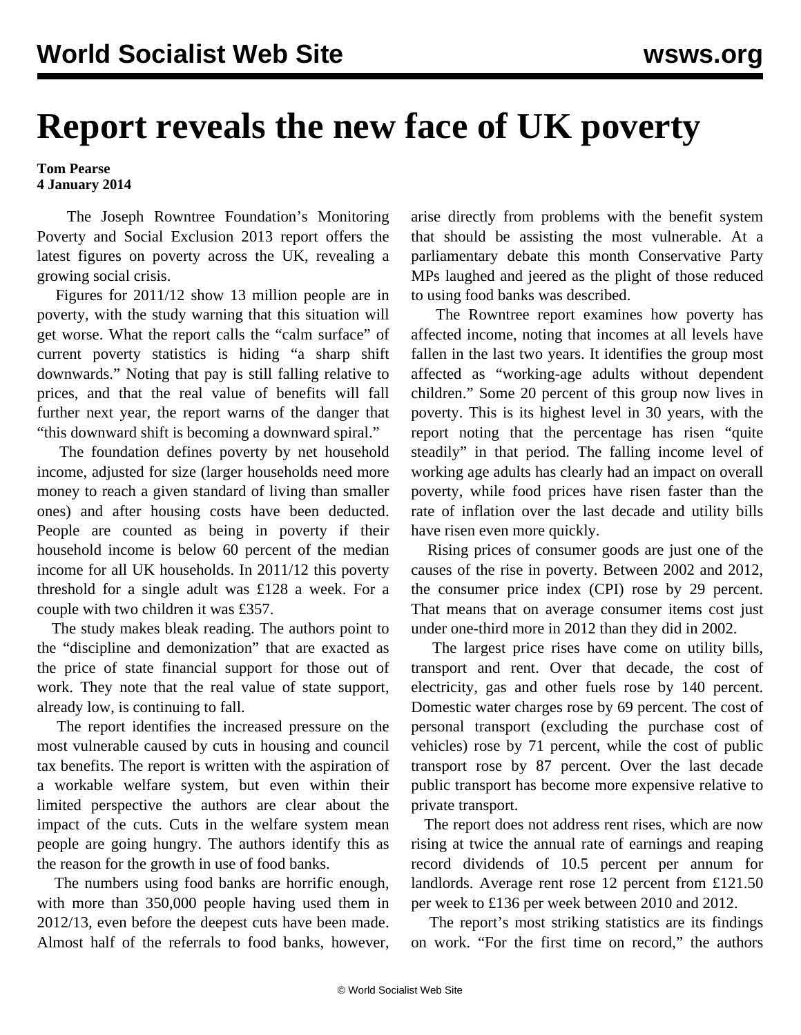# Report reveals the new face of UK poverty

**Tom Pearse**
**4 January 2014**

The Joseph Rowntree Foundation's Monitoring Poverty and Social Exclusion 2013 report offers the latest figures on poverty across the UK, revealing a growing social crisis.

Figures for 2011/12 show 13 million people are in poverty, with the study warning that this situation will get worse. What the report calls the "calm surface" of current poverty statistics is hiding "a sharp shift downwards." Noting that pay is still falling relative to prices, and that the real value of benefits will fall further next year, the report warns of the danger that "this downward shift is becoming a downward spiral."

The foundation defines poverty by net household income, adjusted for size (larger households need more money to reach a given standard of living than smaller ones) and after housing costs have been deducted. People are counted as being in poverty if their household income is below 60 percent of the median income for all UK households. In 2011/12 this poverty threshold for a single adult was £128 a week. For a couple with two children it was £357.

The study makes bleak reading. The authors point to the "discipline and demonization" that are exacted as the price of state financial support for those out of work. They note that the real value of state support, already low, is continuing to fall.

The report identifies the increased pressure on the most vulnerable caused by cuts in housing and council tax benefits. The report is written with the aspiration of a workable welfare system, but even within their limited perspective the authors are clear about the impact of the cuts. Cuts in the welfare system mean people are going hungry. The authors identify this as the reason for the growth in use of food banks.

The numbers using food banks are horrific enough, with more than 350,000 people having used them in 2012/13, even before the deepest cuts have been made. Almost half of the referrals to food banks, however, arise directly from problems with the benefit system that should be assisting the most vulnerable. At a parliamentary debate this month Conservative Party MPs laughed and jeered as the plight of those reduced to using food banks was described.

The Rowntree report examines how poverty has affected income, noting that incomes at all levels have fallen in the last two years. It identifies the group most affected as "working-age adults without dependent children." Some 20 percent of this group now lives in poverty. This is its highest level in 30 years, with the report noting that the percentage has risen "quite steadily" in that period. The falling income level of working age adults has clearly had an impact on overall poverty, while food prices have risen faster than the rate of inflation over the last decade and utility bills have risen even more quickly.

Rising prices of consumer goods are just one of the causes of the rise in poverty. Between 2002 and 2012, the consumer price index (CPI) rose by 29 percent. That means that on average consumer items cost just under one-third more in 2012 than they did in 2002.

The largest price rises have come on utility bills, transport and rent. Over that decade, the cost of electricity, gas and other fuels rose by 140 percent. Domestic water charges rose by 69 percent. The cost of personal transport (excluding the purchase cost of vehicles) rose by 71 percent, while the cost of public transport rose by 87 percent. Over the last decade public transport has become more expensive relative to private transport.

The report does not address rent rises, which are now rising at twice the annual rate of earnings and reaping record dividends of 10.5 percent per annum for landlords. Average rent rose 12 percent from £121.50 per week to £136 per week between 2010 and 2012.

The report's most striking statistics are its findings on work. "For the first time on record," the authors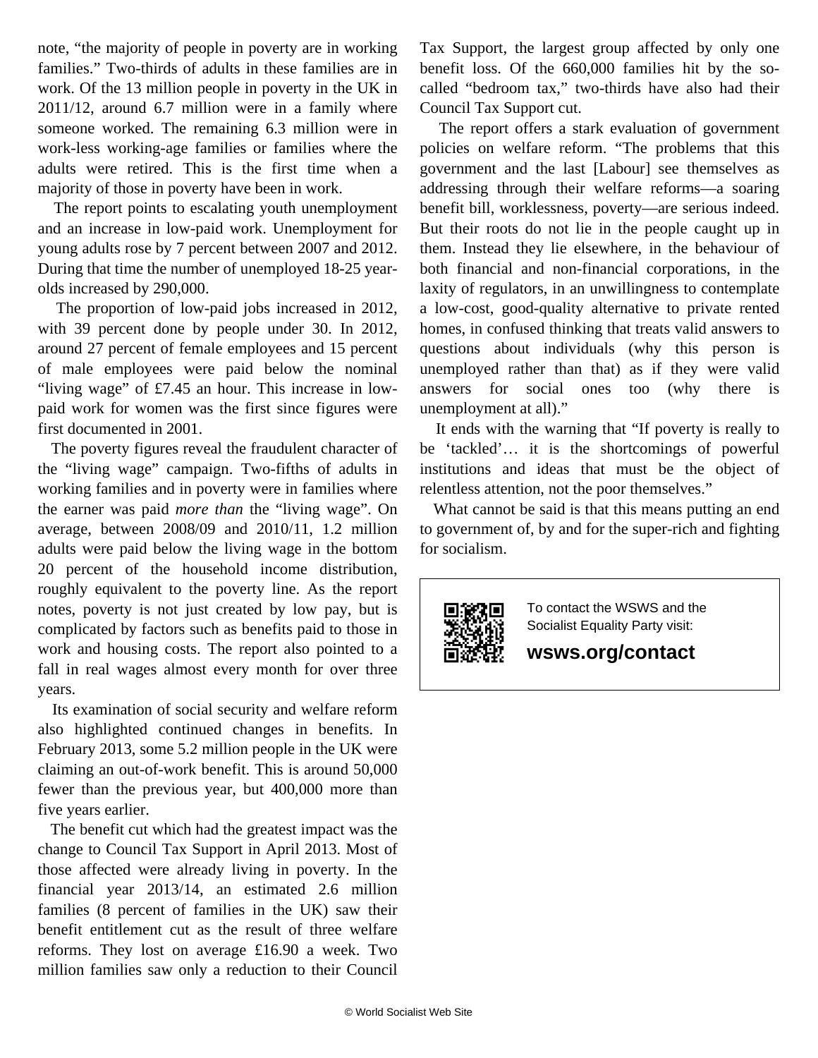note, “the majority of people in poverty are in working families.” Two-thirds of adults in these families are in work. Of the 13 million people in poverty in the UK in 2011/12, around 6.7 million were in a family where someone worked. The remaining 6.3 million were in work-less working-age families or families where the adults were retired. This is the first time when a majority of those in poverty have been in work.

The report points to escalating youth unemployment and an increase in low-paid work. Unemployment for young adults rose by 7 percent between 2007 and 2012. During that time the number of unemployed 18-25 year-olds increased by 290,000.

The proportion of low-paid jobs increased in 2012, with 39 percent done by people under 30. In 2012, around 27 percent of female employees and 15 percent of male employees were paid below the nominal “living wage” of £7.45 an hour. This increase in low-paid work for women was the first since figures were first documented in 2001.

The poverty figures reveal the fraudulent character of the “living wage” campaign. Two-fifths of adults in working families and in poverty were in families where the earner was paid *more than* the “living wage”. On average, between 2008/09 and 2010/11, 1.2 million adults were paid below the living wage in the bottom 20 percent of the household income distribution, roughly equivalent to the poverty line. As the report notes, poverty is not just created by low pay, but is complicated by factors such as benefits paid to those in work and housing costs. The report also pointed to a fall in real wages almost every month for over three years.

Its examination of social security and welfare reform also highlighted continued changes in benefits. In February 2013, some 5.2 million people in the UK were claiming an out-of-work benefit. This is around 50,000 fewer than the previous year, but 400,000 more than five years earlier.

The benefit cut which had the greatest impact was the change to Council Tax Support in April 2013. Most of those affected were already living in poverty. In the financial year 2013/14, an estimated 2.6 million families (8 percent of families in the UK) saw their benefit entitlement cut as the result of three welfare reforms. They lost on average £16.90 a week. Two million families saw only a reduction to their Council Tax Support, the largest group affected by only one benefit loss. Of the 660,000 families hit by the so-called “bedroom tax,” two-thirds have also had their Council Tax Support cut.

The report offers a stark evaluation of government policies on welfare reform. “The problems that this government and the last [Labour] see themselves as addressing through their welfare reforms—a soaring benefit bill, worklessness, poverty—are serious indeed. But their roots do not lie in the people caught up in them. Instead they lie elsewhere, in the behaviour of both financial and non-financial corporations, in the laxity of regulators, in an unwillingness to contemplate a low-cost, good-quality alternative to private rented homes, in confused thinking that treats valid answers to questions about individuals (why this person is unemployed rather than that) as if they were valid answers for social ones too (why there is unemployment at all).”

It ends with the warning that “If poverty is really to be ‘tackled’… it is the shortcomings of powerful institutions and ideas that must be the object of relentless attention, not the poor themselves.”

What cannot be said is that this means putting an end to government of, by and for the super-rich and fighting for socialism.

To contact the WSWS and the Socialist Equality Party visit:

**wsws.org/contact**